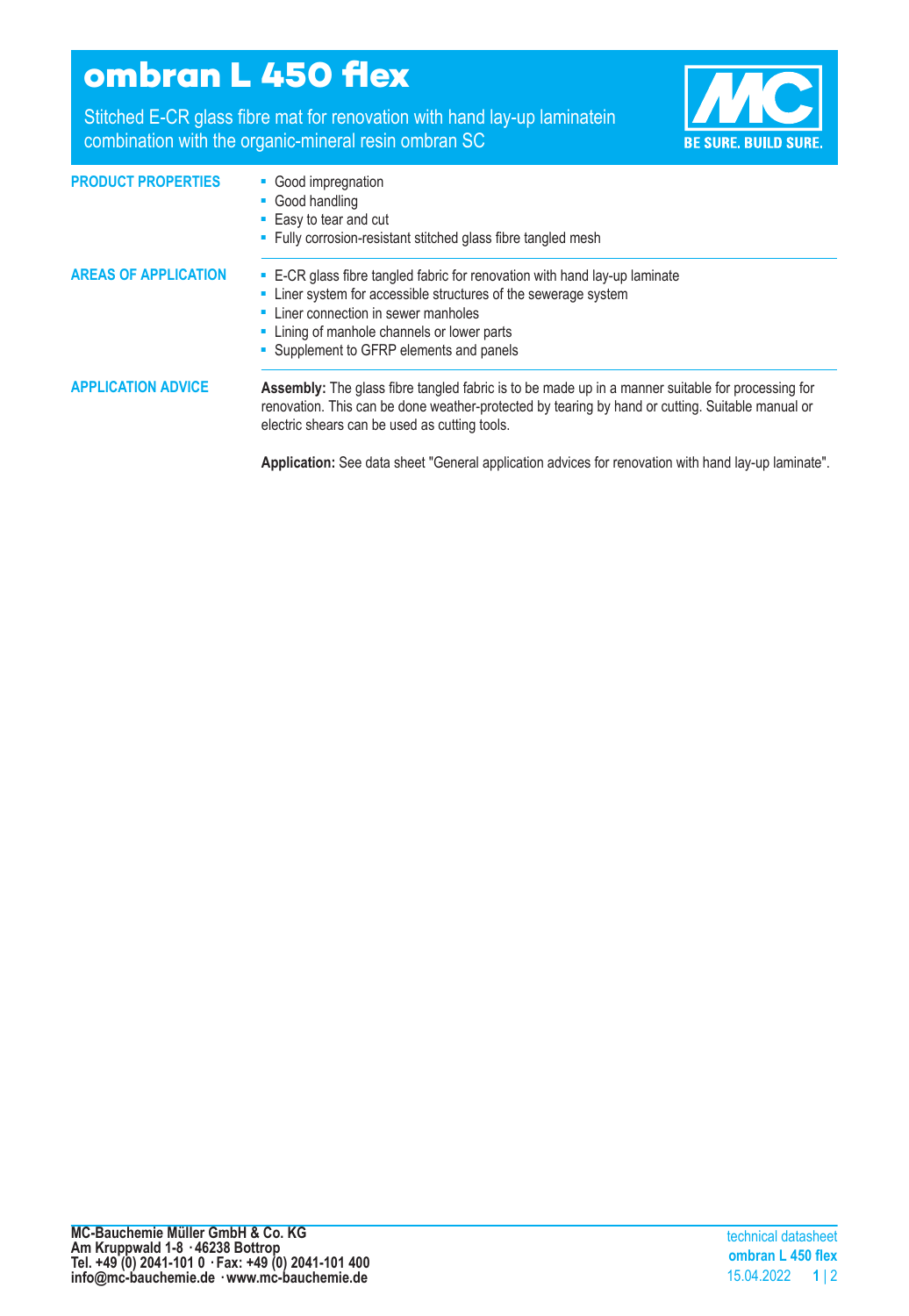# ombran L 450 flex

Stitched E-CR glass fibre mat for renovation with hand lay-up laminatein combination with the organic-mineral resin ombran SC

BE SURE. BUILD SURE.

## PRODUCT PROPERTIES

- Good impregnation
- Good handling
- Easy to tear and cut
- Fully corrosion-resistant stitched glass fibre tangled mesh

## AREAS OF APPLICATION

- E-CR glass fibre tangled fabric for renovation with hand lay-up laminate
- Liner system for accessible structures of the sewerage system
- Liner connection in sewer manholes
- Lining of manhole channels or lower parts
- Supplement to GFRP elements and panels

## APPLICATION ADVICE

**Assembly:** The glass fibre tangled fabric is to be made up in a manner suitable for processing for renovation. This can be done weather-protected by tearing by hand or cutting. Suitable manual or electric shears can be used as cutting tools.

**Application:** See data sheet "General application advices for renovation with hand lay-up laminate".

**MC-Bauchemie Müller GmbH & Co. KG**
**Am Kruppwald 1-8 · 46238 Bottrop**
**Tel. +49 (0) 2041-101 0 · Fax: +49 (0) 2041-101 400**
**info@mc-bauchemie.de · www.mc-bauchemie.de**

technical datasheet
**ombran L 450 flex**
15.04.2022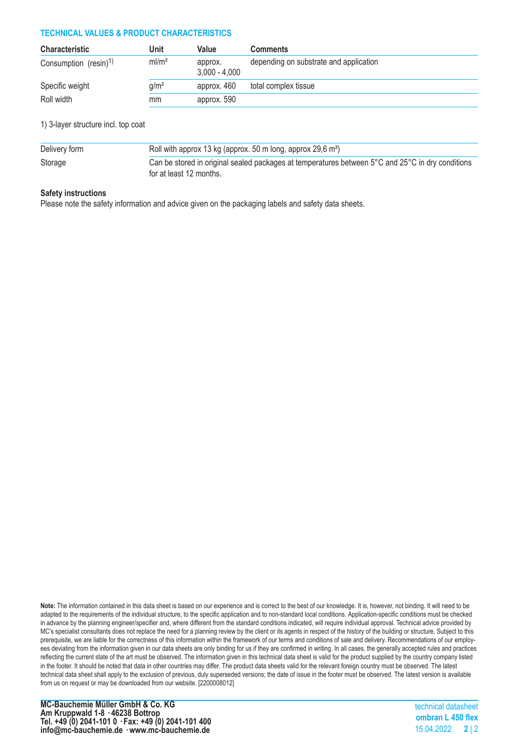## TECHNICAL VALUES & PRODUCT CHARACTERISTICS

| Characteristic | Unit | Value | Comments |
|---|---|---|---|
| Consumption (resin)[1] | ml/m² | approx. 3,000 - 4,000 | depending on substrate and application |
| Specific weight | g/m² | approx. 460 | total complex tissue |
| Roll width | mm | approx. 590 | |

1) 3-layer structure incl. top coat

| | |
|---|---|
| Delivery form | Roll with approx 13 kg (approx. 50 m long, approx 29,6 m²) |
| Storage | Can be stored in original sealed packages at temperatures between 5°C and 25°C in dry conditions for at least 12 months. |

**Safety instructions**

Please note the safety information and advice given on the packaging labels and safety data sheets.

**Note:** The information contained in this data sheet is based on our experience and is correct to the best of our knowledge. It is, however, not binding. It will need to be adapted to the requirements of the individual structure, to the specific application and to non-standard local conditions. Application-specific conditions must be checked in advance by the planning engineer/specifier and, where different from the standard conditions indicated, will require individual approval. Technical advice provided by MC's specialist consultants does not replace the need for a planning review by the client or its agents in respect of the history of the building or structure. Subject to this prerequisite, we are liable for the correctness of this information within the framework of our terms and conditions of sale and delivery. Recommendations of our employees deviating from the information given in our data sheets are only binding for us if they are confirmed in writing. In all cases, the generally accepted rules and practices reflecting the current state of the art must be observed. The information given in this technical data sheet is valid for the product supplied by the country company listed in the footer. It should be noted that data in other countries may differ. The product data sheets valid for the relevant foreign country must be observed. The latest technical data sheet shall apply to the exclusion of previous, duly superseded versions; the date of issue in the footer must be observed. The latest version is available from us on request or may be downloaded from our website. [2200008012]

**MC-Bauchemie Müller GmbH & Co. KG**
**Am Kruppwald 1-8 · 46238 Bottrop**
**Tel. +49 (0) 2041-101 0 · Fax: +49 (0) 2041-101 400**
**info@mc-bauchemie.de · www.mc-bauchemie.de**

technical datasheet
**ombran L 450 flex**
15.04.2022